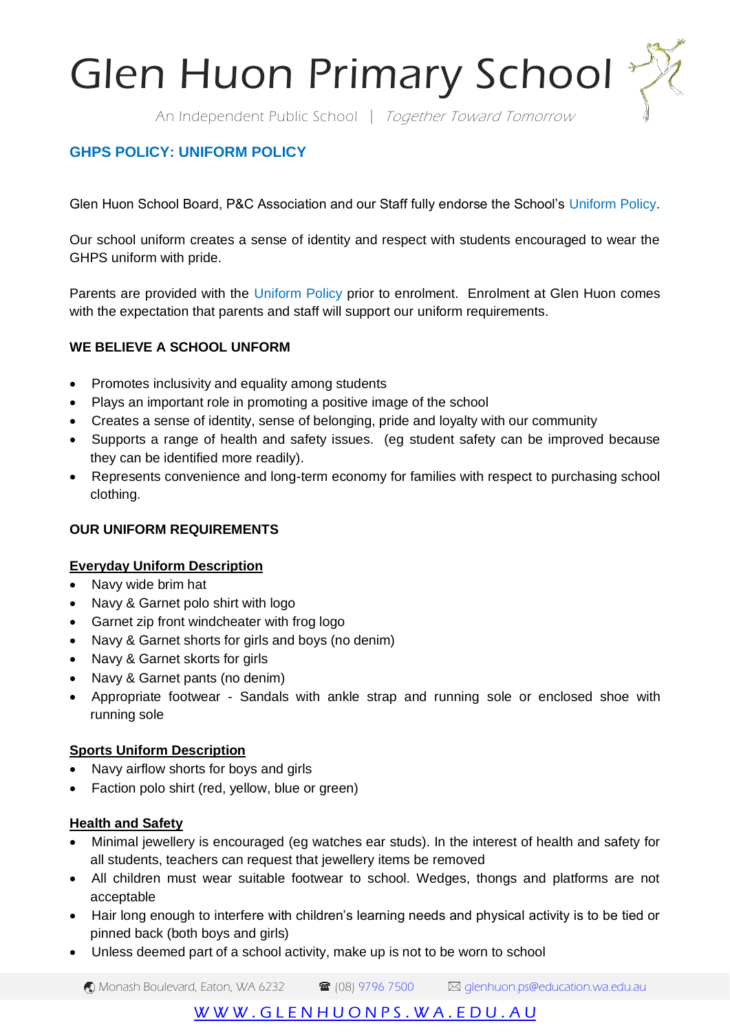# Glen Huon Primary School

*An Independent Public School | Together Toward Tomorrow*

## GHPS POLICY: UNIFORM POLICY

Glen Huon School Board, P&C Association and our Staff fully endorse the School's Uniform Policy.

Our school uniform creates a sense of identity and respect with students encouraged to wear the GHPS uniform with pride.

Parents are provided with the Uniform Policy prior to enrolment. Enrolment at Glen Huon comes with the expectation that parents and staff will support our uniform requirements.

### WE BELIEVE A SCHOOL UNFORM

- Promotes inclusivity and equality among students
- Plays an important role in promoting a positive image of the school
- Creates a sense of identity, sense of belonging, pride and loyalty with our community
- Supports a range of health and safety issues. (eg student safety can be improved because they can be identified more readily).
- Represents convenience and long-term economy for families with respect to purchasing school clothing.

### OUR UNIFORM REQUIREMENTS

**Everyday Uniform Description**

- Navy wide brim hat
- Navy & Garnet polo shirt with logo
- Garnet zip front windcheater with frog logo
- Navy & Garnet shorts for girls and boys (no denim)
- Navy & Garnet skorts for girls
- Navy & Garnet pants (no denim)
- Appropriate footwear - Sandals with ankle strap and running sole or enclosed shoe with running sole

**Sports Uniform Description**

- Navy airflow shorts for boys and girls
- Faction polo shirt (red, yellow, blue or green)

**Health and Safety**

- Minimal jewellery is encouraged (eg watches ear studs). In the interest of health and safety for all students, teachers can request that jewellery items be removed
- All children must wear suitable footwear to school. Wedges, thongs and platforms are not acceptable
- Hair long enough to interfere with children's learning needs and physical activity is to be tied or pinned back (both boys and girls)
- Unless deemed part of a school activity, make up is not to be worn to school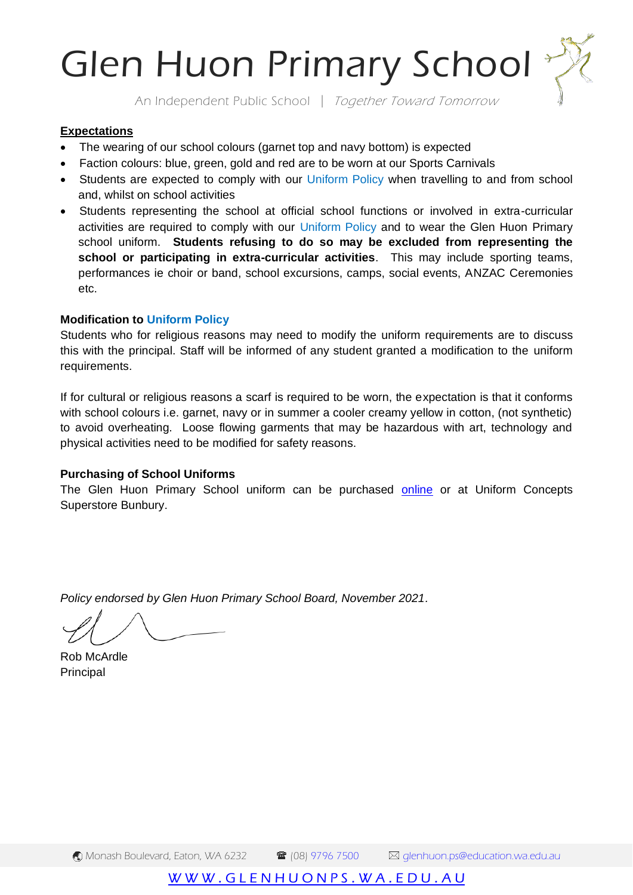**Expectations**

- The wearing of our school colours (garnet top and navy bottom) is expected
- Faction colours: blue, green, gold and red are to be worn at our Sports Carnivals
- Students are expected to comply with our Uniform Policy when travelling to and from school and, whilst on school activities
- Students representing the school at official school functions or involved in extra-curricular activities are required to comply with our Uniform Policy and to wear the Glen Huon Primary school uniform. **Students refusing to do so may be excluded from representing the school or participating in extra-curricular activities**. This may include sporting teams, performances ie choir or band, school excursions, camps, social events, ANZAC Ceremonies etc.

**Modification to Uniform Policy**

Students who for religious reasons may need to modify the uniform requirements are to discuss this with the principal. Staff will be informed of any student granted a modification to the uniform requirements.

If for cultural or religious reasons a scarf is required to be worn, the expectation is that it conforms with school colours i.e. garnet, navy or in summer a cooler creamy yellow in cotton, (not synthetic) to avoid overheating. Loose flowing garments that may be hazardous with art, technology and physical activities need to be modified for safety reasons.

**Purchasing of School Uniforms**

The Glen Huon Primary School uniform can be purchased online or at Uniform Concepts Superstore Bunbury.

*Policy endorsed by Glen Huon Primary School Board, November 2021.*

Rob McArdle
Principal